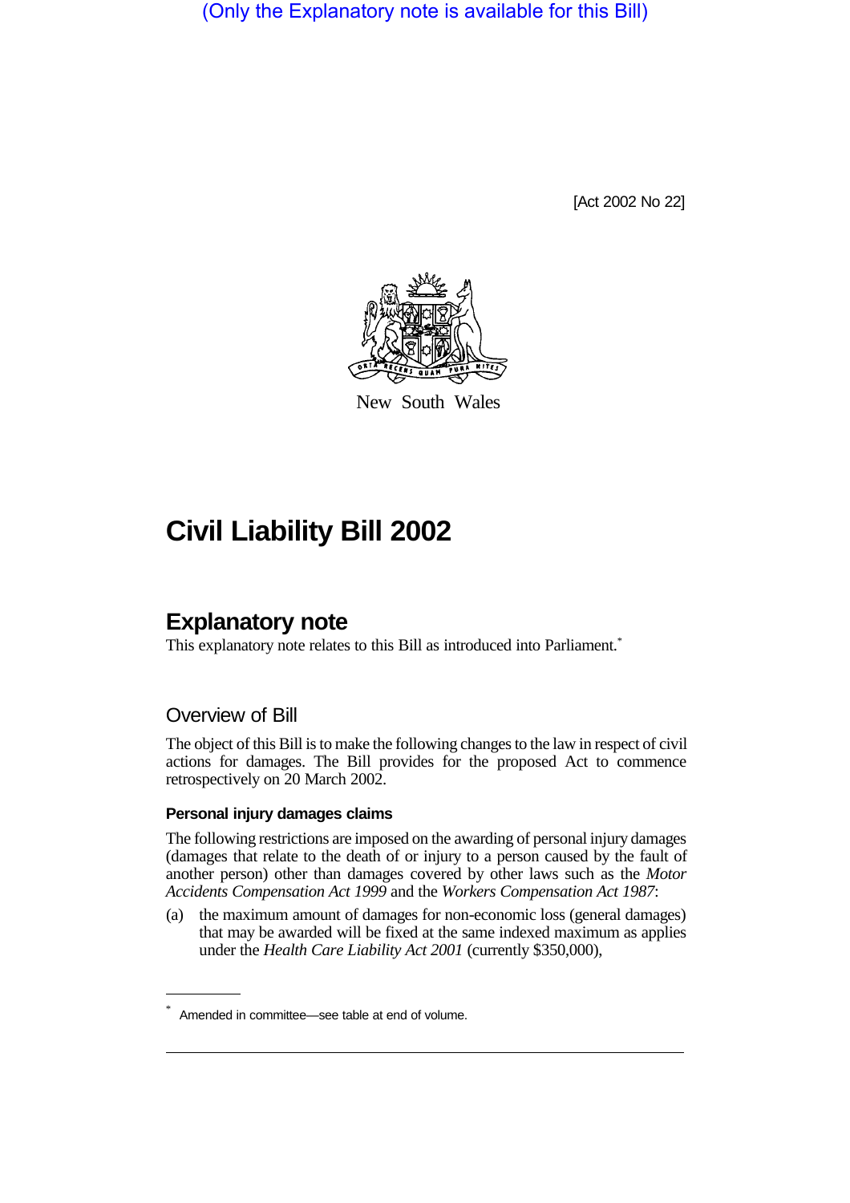(Only the Explanatory note is available for this Bill)

[Act 2002 No 22]

New South Wales

# Civil Liability Bill 2002

## Explanatory note

This explanatory note relates to this Bill as introduced into Parliament.*

### Overview of Bill

The object of this Bill is to make the following changes to the law in respect of civil actions for damages. The Bill provides for the proposed Act to commence retrospectively on 20 March 2002.

#### Personal injury damages claims

The following restrictions are imposed on the awarding of personal injury damages (damages that relate to the death of or injury to a person caused by the fault of another person) other than damages covered by other laws such as the *Motor Accidents Compensation Act 1999* and the *Workers Compensation Act 1987*:

(a) the maximum amount of damages for non-economic loss (general damages) that may be awarded will be fixed at the same indexed maximum as applies under the *Health Care Liability Act 2001* (currently $350,000),

* Amended in committee—see table at end of volume.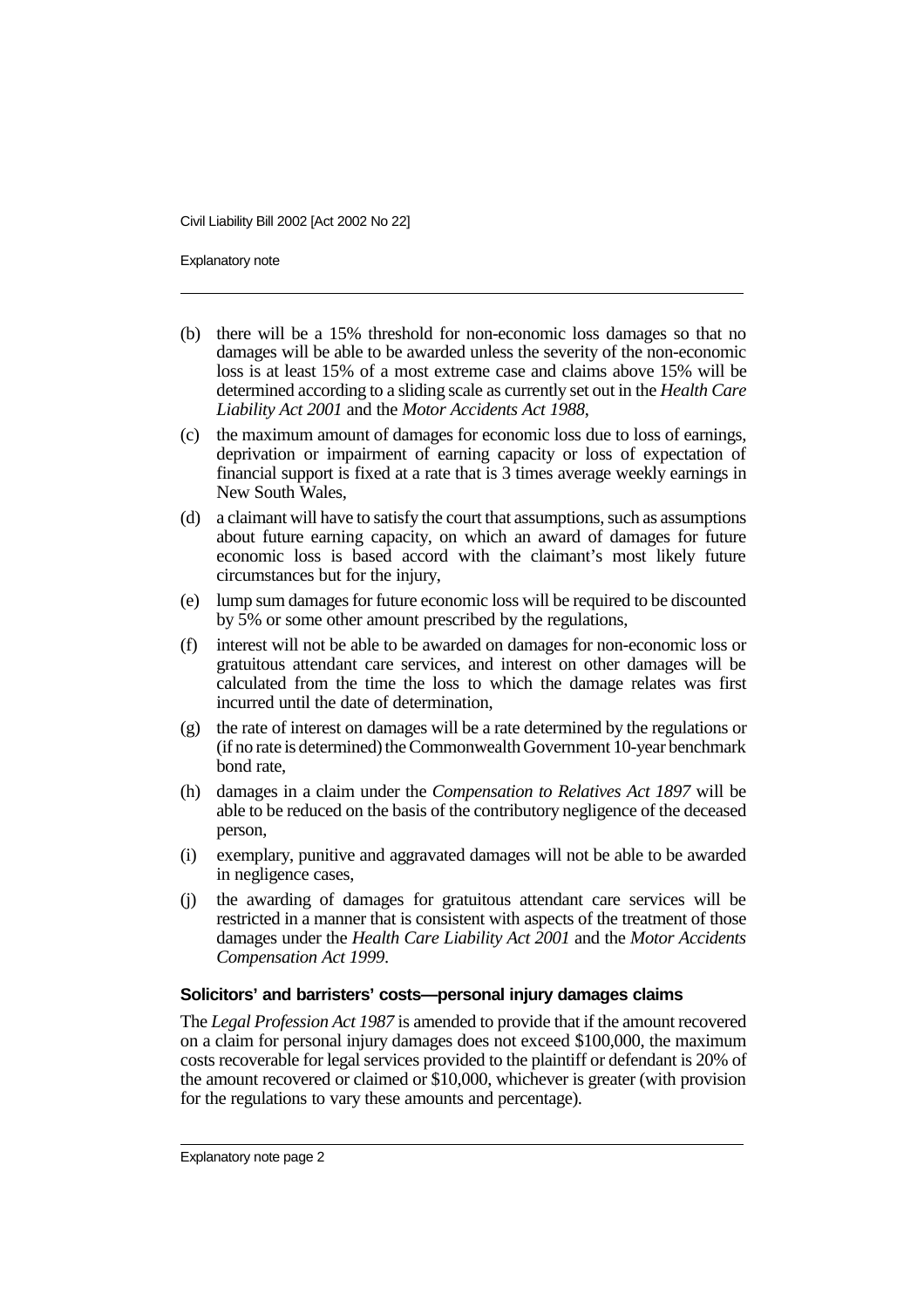(b) there will be a 15% threshold for non-economic loss damages so that no damages will be able to be awarded unless the severity of the non-economic loss is at least 15% of a most extreme case and claims above 15% will be determined according to a sliding scale as currently set out in the *Health Care Liability Act 2001* and the *Motor Accidents Act 1988*,

(c) the maximum amount of damages for economic loss due to loss of earnings, deprivation or impairment of earning capacity or loss of expectation of financial support is fixed at a rate that is 3 times average weekly earnings in New South Wales,

(d) a claimant will have to satisfy the court that assumptions, such as assumptions about future earning capacity, on which an award of damages for future economic loss is based accord with the claimant's most likely future circumstances but for the injury,

(e) lump sum damages for future economic loss will be required to be discounted by 5% or some other amount prescribed by the regulations,

(f) interest will not be able to be awarded on damages for non-economic loss or gratuitous attendant care services, and interest on other damages will be calculated from the time the loss to which the damage relates was first incurred until the date of determination,

(g) the rate of interest on damages will be a rate determined by the regulations or (if no rate is determined) the Commonwealth Government 10-year benchmark bond rate,

(h) damages in a claim under the *Compensation to Relatives Act 1897* will be able to be reduced on the basis of the contributory negligence of the deceased person,

(i) exemplary, punitive and aggravated damages will not be able to be awarded in negligence cases,

(j) the awarding of damages for gratuitous attendant care services will be restricted in a manner that is consistent with aspects of the treatment of those damages under the *Health Care Liability Act 2001* and the *Motor Accidents Compensation Act 1999*.

### Solicitors' and barristers' costs—personal injury damages claims

The *Legal Profession Act 1987* is amended to provide that if the amount recovered on a claim for personal injury damages does not exceed $100,000, the maximum costs recoverable for legal services provided to the plaintiff or defendant is 20% of the amount recovered or claimed or $10,000, whichever is greater (with provision for the regulations to vary these amounts and percentage).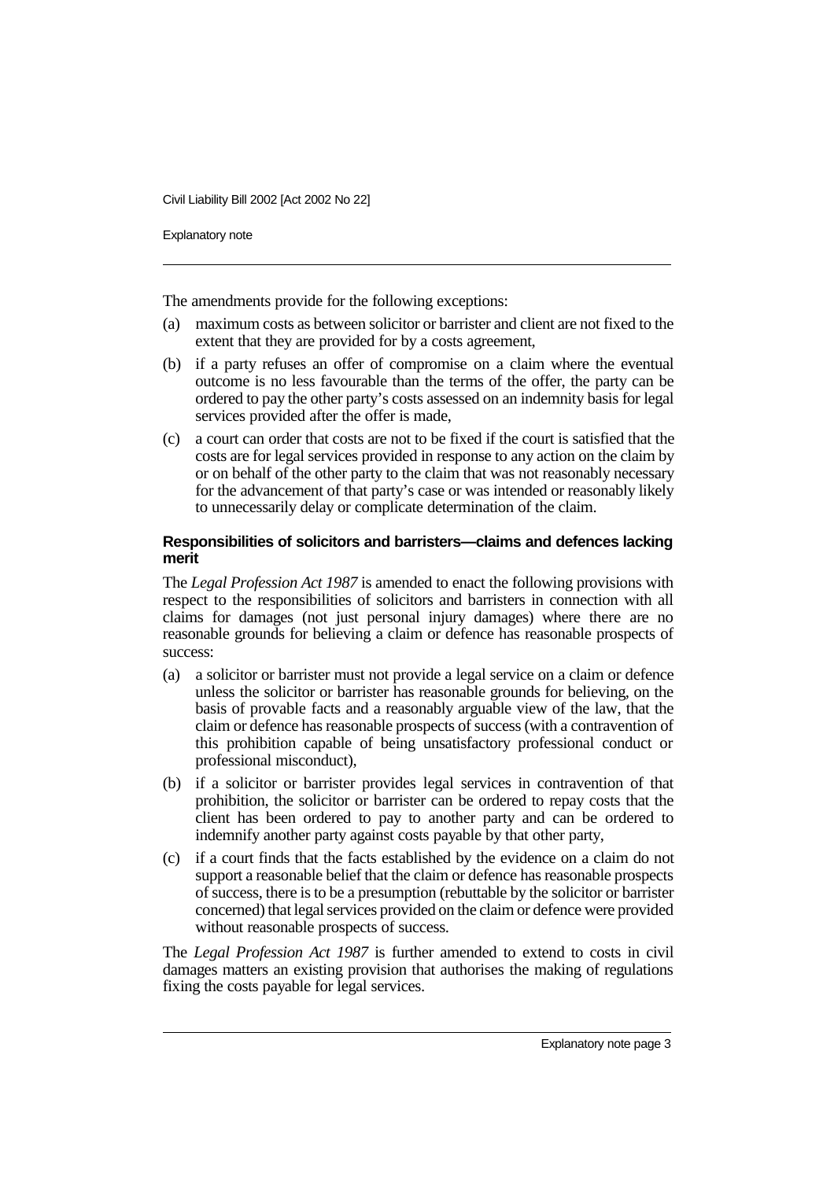The amendments provide for the following exceptions:

(a) maximum costs as between solicitor or barrister and client are not fixed to the extent that they are provided for by a costs agreement,

(b) if a party refuses an offer of compromise on a claim where the eventual outcome is no less favourable than the terms of the offer, the party can be ordered to pay the other party's costs assessed on an indemnity basis for legal services provided after the offer is made,

(c) a court can order that costs are not to be fixed if the court is satisfied that the costs are for legal services provided in response to any action on the claim by or on behalf of the other party to the claim that was not reasonably necessary for the advancement of that party's case or was intended or reasonably likely to unnecessarily delay or complicate determination of the claim.

### Responsibilities of solicitors and barristers—claims and defences lacking merit

The *Legal Profession Act 1987* is amended to enact the following provisions with respect to the responsibilities of solicitors and barristers in connection with all claims for damages (not just personal injury damages) where there are no reasonable grounds for believing a claim or defence has reasonable prospects of success:

(a) a solicitor or barrister must not provide a legal service on a claim or defence unless the solicitor or barrister has reasonable grounds for believing, on the basis of provable facts and a reasonably arguable view of the law, that the claim or defence has reasonable prospects of success (with a contravention of this prohibition capable of being unsatisfactory professional conduct or professional misconduct),

(b) if a solicitor or barrister provides legal services in contravention of that prohibition, the solicitor or barrister can be ordered to repay costs that the client has been ordered to pay to another party and can be ordered to indemnify another party against costs payable by that other party,

(c) if a court finds that the facts established by the evidence on a claim do not support a reasonable belief that the claim or defence has reasonable prospects of success, there is to be a presumption (rebuttable by the solicitor or barrister concerned) that legal services provided on the claim or defence were provided without reasonable prospects of success.

The *Legal Profession Act 1987* is further amended to extend to costs in civil damages matters an existing provision that authorises the making of regulations fixing the costs payable for legal services.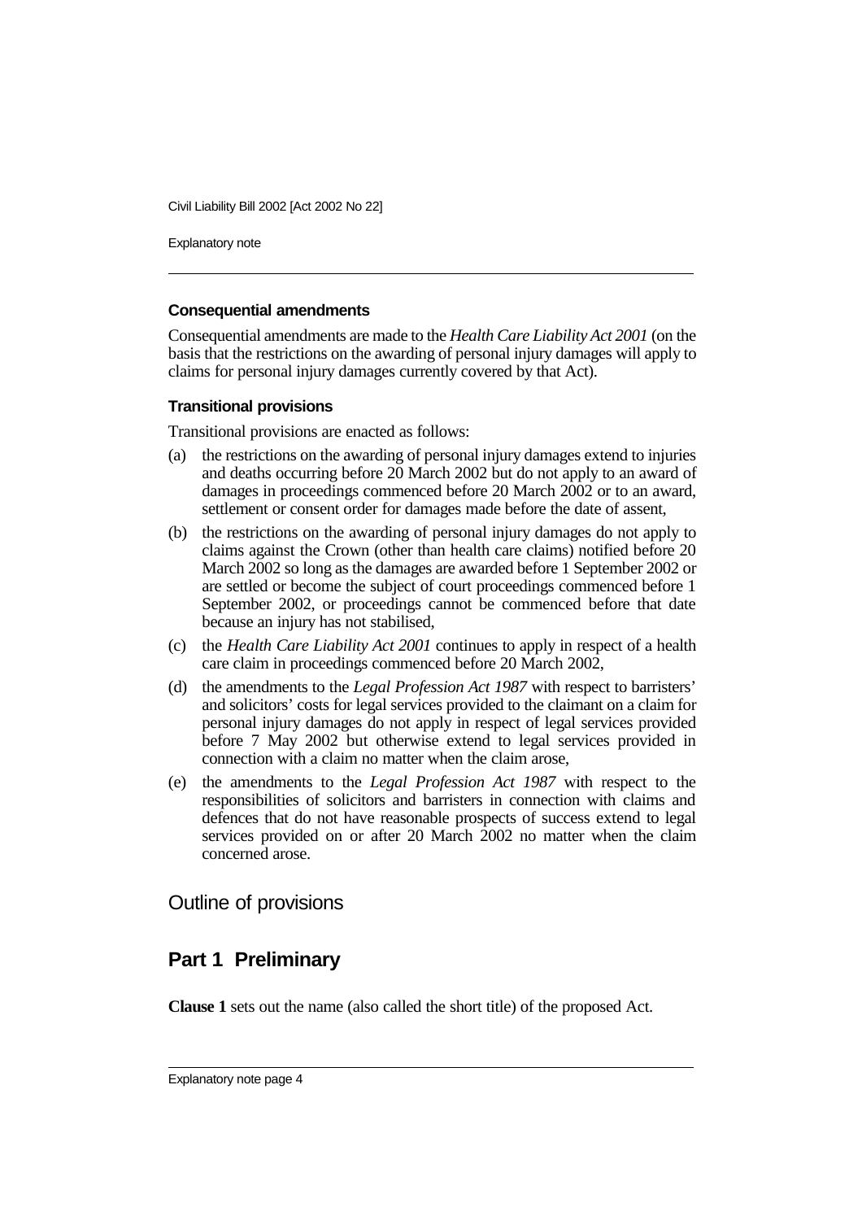### Consequential amendments

Consequential amendments are made to the *Health Care Liability Act 2001* (on the basis that the restrictions on the awarding of personal injury damages will apply to claims for personal injury damages currently covered by that Act).

### Transitional provisions

Transitional provisions are enacted as follows:

(a) the restrictions on the awarding of personal injury damages extend to injuries and deaths occurring before 20 March 2002 but do not apply to an award of damages in proceedings commenced before 20 March 2002 or to an award, settlement or consent order for damages made before the date of assent,

(b) the restrictions on the awarding of personal injury damages do not apply to claims against the Crown (other than health care claims) notified before 20 March 2002 so long as the damages are awarded before 1 September 2002 or are settled or become the subject of court proceedings commenced before 1 September 2002, or proceedings cannot be commenced before that date because an injury has not stabilised,

(c) the *Health Care Liability Act 2001* continues to apply in respect of a health care claim in proceedings commenced before 20 March 2002,

(d) the amendments to the *Legal Profession Act 1987* with respect to barristers' and solicitors' costs for legal services provided to the claimant on a claim for personal injury damages do not apply in respect of legal services provided before 7 May 2002 but otherwise extend to legal services provided in connection with a claim no matter when the claim arose,

(e) the amendments to the *Legal Profession Act 1987* with respect to the responsibilities of solicitors and barristers in connection with claims and defences that do not have reasonable prospects of success extend to legal services provided on or after 20 March 2002 no matter when the claim concerned arose.

## Outline of provisions

## Part 1 Preliminary

**Clause 1** sets out the name (also called the short title) of the proposed Act.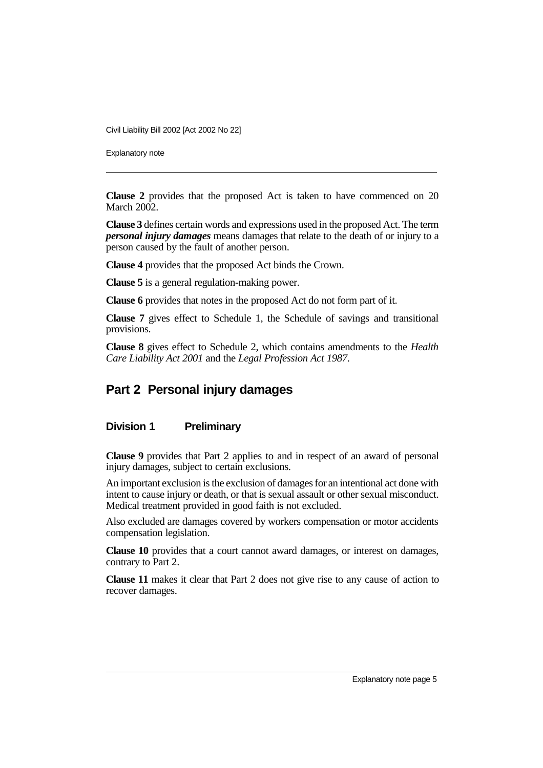**Clause 2** provides that the proposed Act is taken to have commenced on 20 March 2002.

**Clause 3** defines certain words and expressions used in the proposed Act. The term ***personal injury damages*** means damages that relate to the death of or injury to a person caused by the fault of another person.

**Clause 4** provides that the proposed Act binds the Crown.

**Clause 5** is a general regulation-making power.

**Clause 6** provides that notes in the proposed Act do not form part of it.

**Clause 7** gives effect to Schedule 1, the Schedule of savings and transitional provisions.

**Clause 8** gives effect to Schedule 2, which contains amendments to the *Health Care Liability Act 2001* and the *Legal Profession Act 1987*.

## Part 2 Personal injury damages

### Division 1 Preliminary

**Clause 9** provides that Part 2 applies to and in respect of an award of personal injury damages, subject to certain exclusions.

An important exclusion is the exclusion of damages for an intentional act done with intent to cause injury or death, or that is sexual assault or other sexual misconduct. Medical treatment provided in good faith is not excluded.

Also excluded are damages covered by workers compensation or motor accidents compensation legislation.

**Clause 10** provides that a court cannot award damages, or interest on damages, contrary to Part 2.

**Clause 11** makes it clear that Part 2 does not give rise to any cause of action to recover damages.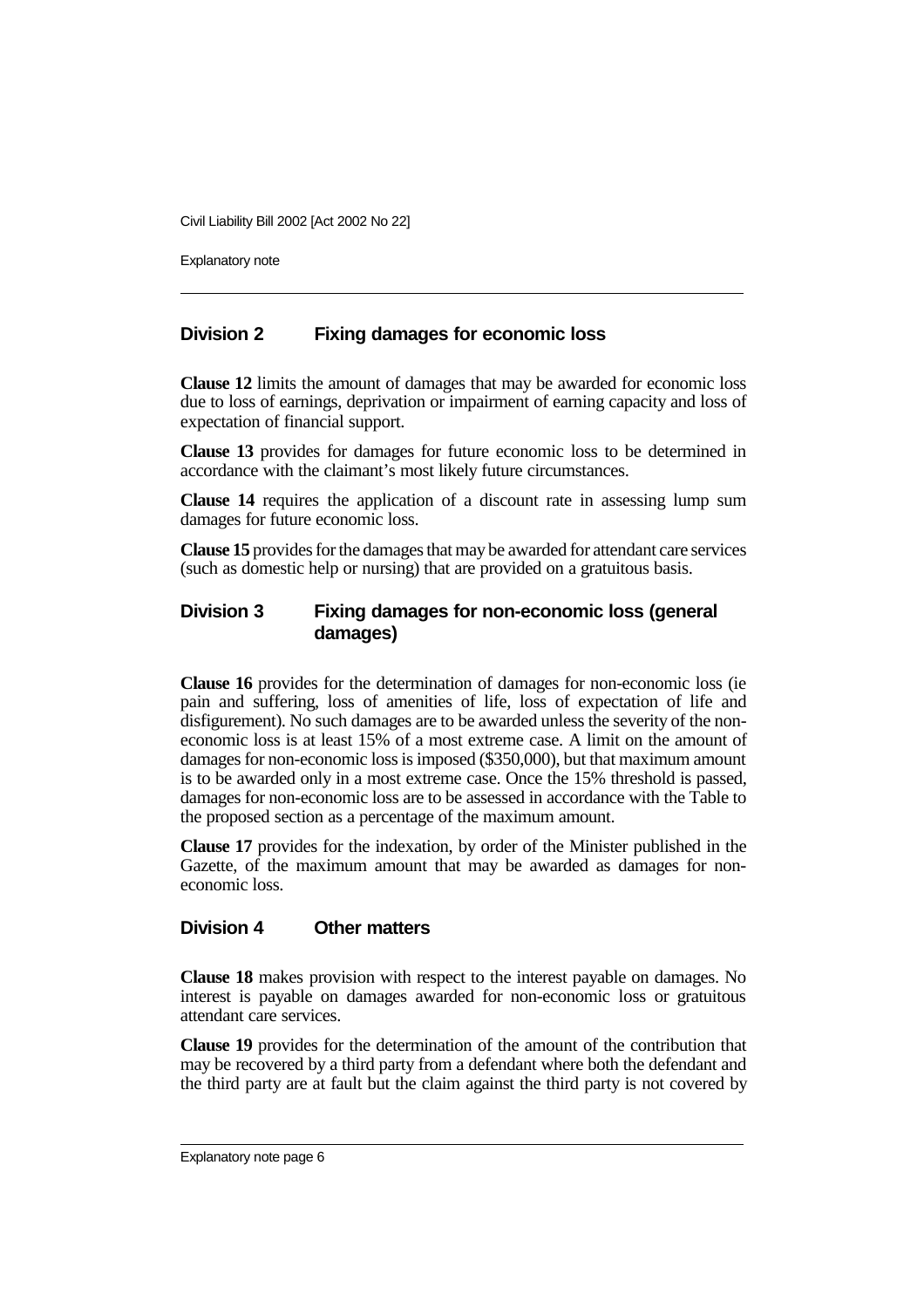## Division 2 Fixing damages for economic loss

**Clause 12** limits the amount of damages that may be awarded for economic loss due to loss of earnings, deprivation or impairment of earning capacity and loss of expectation of financial support.

**Clause 13** provides for damages for future economic loss to be determined in accordance with the claimant's most likely future circumstances.

**Clause 14** requires the application of a discount rate in assessing lump sum damages for future economic loss.

**Clause 15** provides for the damages that may be awarded for attendant care services (such as domestic help or nursing) that are provided on a gratuitous basis.

## Division 3 Fixing damages for non-economic loss (general damages)

**Clause 16** provides for the determination of damages for non-economic loss (ie pain and suffering, loss of amenities of life, loss of expectation of life and disfigurement). No such damages are to be awarded unless the severity of the non-economic loss is at least 15% of a most extreme case. A limit on the amount of damages for non-economic loss is imposed ($350,000), but that maximum amount is to be awarded only in a most extreme case. Once the 15% threshold is passed, damages for non-economic loss are to be assessed in accordance with the Table to the proposed section as a percentage of the maximum amount.

**Clause 17** provides for the indexation, by order of the Minister published in the Gazette, of the maximum amount that may be awarded as damages for non-economic loss.

## Division 4 Other matters

**Clause 18** makes provision with respect to the interest payable on damages. No interest is payable on damages awarded for non-economic loss or gratuitous attendant care services.

**Clause 19** provides for the determination of the amount of the contribution that may be recovered by a third party from a defendant where both the defendant and the third party are at fault but the claim against the third party is not covered by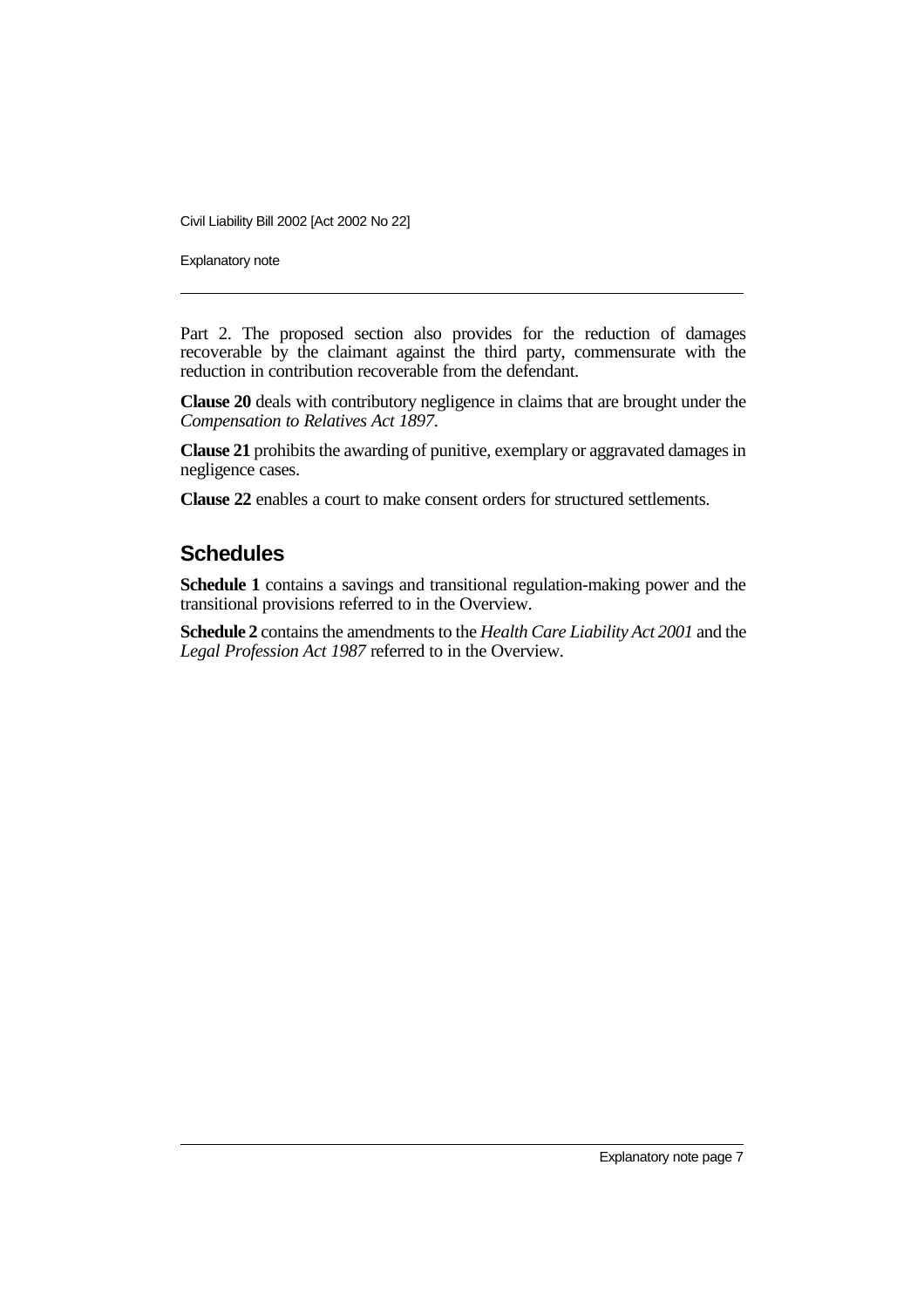Part 2. The proposed section also provides for the reduction of damages recoverable by the claimant against the third party, commensurate with the reduction in contribution recoverable from the defendant.

**Clause 20** deals with contributory negligence in claims that are brought under the *Compensation to Relatives Act 1897*.

**Clause 21** prohibits the awarding of punitive, exemplary or aggravated damages in negligence cases.

**Clause 22** enables a court to make consent orders for structured settlements.

## Schedules

**Schedule 1** contains a savings and transitional regulation-making power and the transitional provisions referred to in the Overview.

**Schedule 2** contains the amendments to the *Health Care Liability Act 2001* and the *Legal Profession Act 1987* referred to in the Overview.